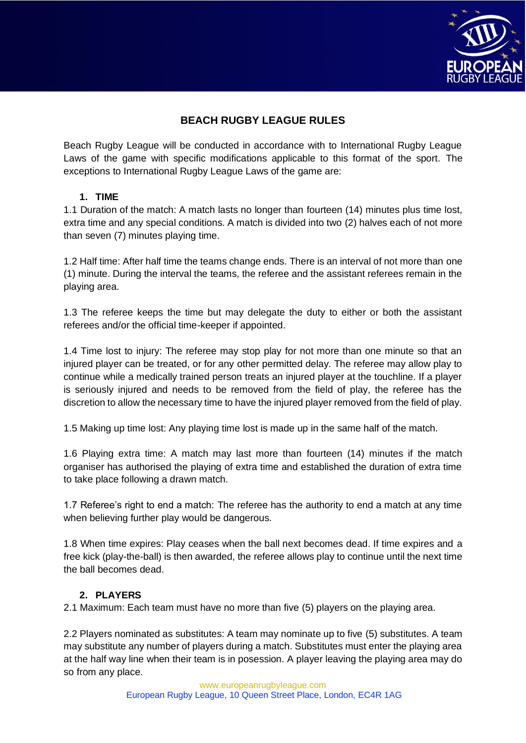# BEACH RUGBY LEAGUE RULES

Beach Rugby League will be conducted in accordance with to International Rugby League Laws of the game with specific modifications applicable to this format of the sport. The exceptions to International Rugby League Laws of the game are:

## 1. TIME

1.1 Duration of the match: A match lasts no longer than fourteen (14) minutes plus time lost, extra time and any special conditions. A match is divided into two (2) halves each of not more than seven (7) minutes playing time.

1.2 Half time: After half time the teams change ends. There is an interval of not more than one (1) minute. During the interval the teams, the referee and the assistant referees remain in the playing area.

1.3 The referee keeps the time but may delegate the duty to either or both the assistant referees and/or the official time-keeper if appointed.

1.4 Time lost to injury: The referee may stop play for not more than one minute so that an injured player can be treated, or for any other permitted delay. The referee may allow play to continue while a medically trained person treats an injured player at the touchline. If a player is seriously injured and needs to be removed from the field of play, the referee has the discretion to allow the necessary time to have the injured player removed from the field of play.

1.5 Making up time lost: Any playing time lost is made up in the same half of the match.

1.6 Playing extra time: A match may last more than fourteen (14) minutes if the match organiser has authorised the playing of extra time and established the duration of extra time to take place following a drawn match.

1.7 Referee's right to end a match: The referee has the authority to end a match at any time when believing further play would be dangerous.

1.8 When time expires: Play ceases when the ball next becomes dead. If time expires and a free kick (play-the-ball) is then awarded, the referee allows play to continue until the next time the ball becomes dead.

## 2. PLAYERS

2.1 Maximum: Each team must have no more than five (5) players on the playing area.

2.2 Players nominated as substitutes: A team may nominate up to five (5) substitutes. A team may substitute any number of players during a match. Substitutes must enter the playing area at the half way line when their team is in posession. A player leaving the playing area may do so from any place.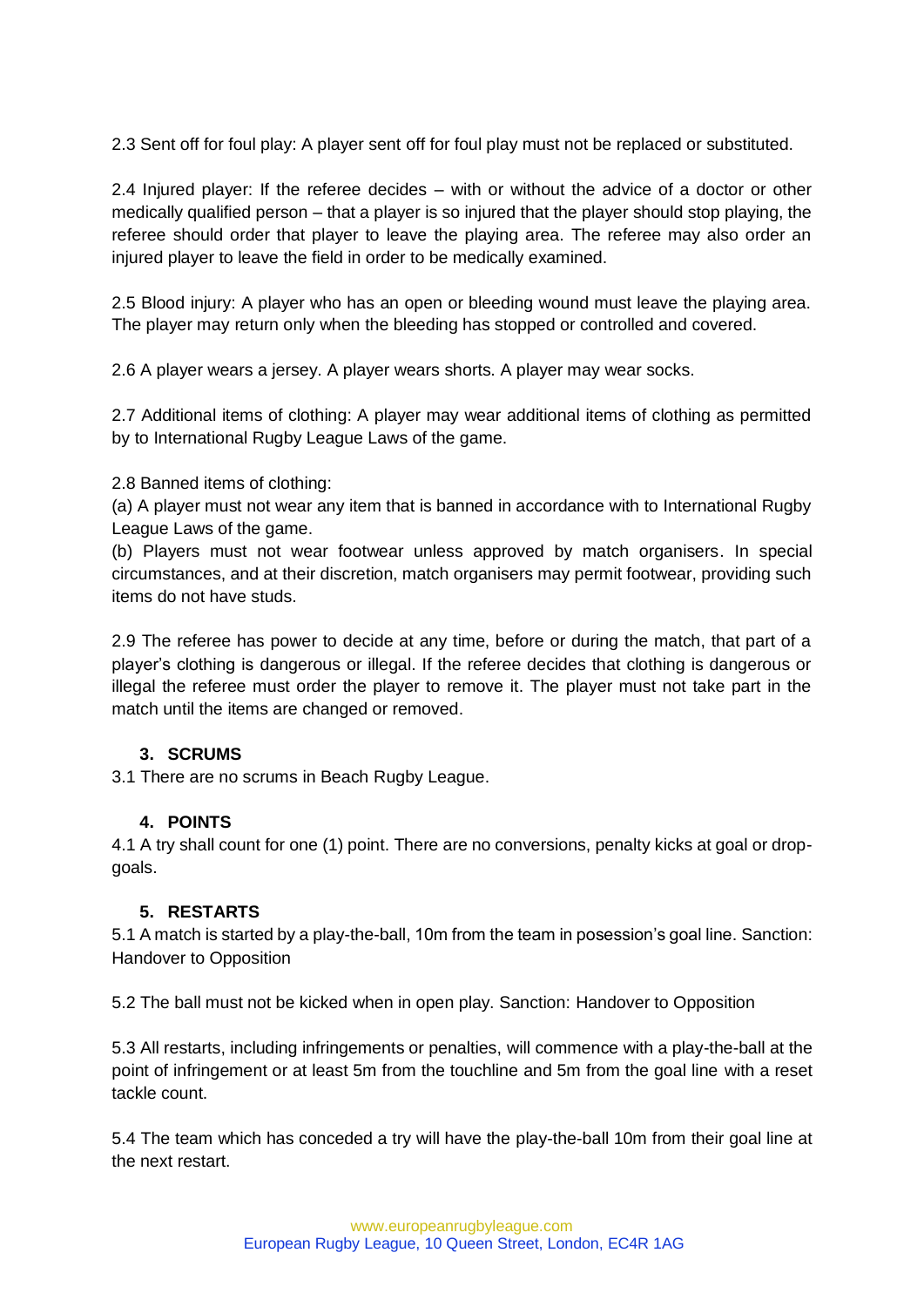2.3 Sent off for foul play: A player sent off for foul play must not be replaced or substituted.

2.4 Injured player: If the referee decides – with or without the advice of a doctor or other medically qualified person – that a player is so injured that the player should stop playing, the referee should order that player to leave the playing area. The referee may also order an injured player to leave the field in order to be medically examined.

2.5 Blood injury: A player who has an open or bleeding wound must leave the playing area. The player may return only when the bleeding has stopped or controlled and covered.

2.6 A player wears a jersey. A player wears shorts. A player may wear socks.

2.7 Additional items of clothing: A player may wear additional items of clothing as permitted by to International Rugby League Laws of the game.

2.8 Banned items of clothing:
(a) A player must not wear any item that is banned in accordance with to International Rugby League Laws of the game.
(b) Players must not wear footwear unless approved by match organisers. In special circumstances, and at their discretion, match organisers may permit footwear, providing such items do not have studs.

2.9 The referee has power to decide at any time, before or during the match, that part of a player's clothing is dangerous or illegal. If the referee decides that clothing is dangerous or illegal the referee must order the player to remove it. The player must not take part in the match until the items are changed or removed.

## 3. SCRUMS

3.1 There are no scrums in Beach Rugby League.

## 4. POINTS

4.1 A try shall count for one (1) point. There are no conversions, penalty kicks at goal or drop-goals.

## 5. RESTARTS

5.1 A match is started by a play-the-ball, 10m from the team in posession's goal line. Sanction: Handover to Opposition

5.2 The ball must not be kicked when in open play. Sanction: Handover to Opposition

5.3 All restarts, including infringements or penalties, will commence with a play-the-ball at the point of infringement or at least 5m from the touchline and 5m from the goal line with a reset tackle count.

5.4 The team which has conceded a try will have the play-the-ball 10m from their goal line at the next restart.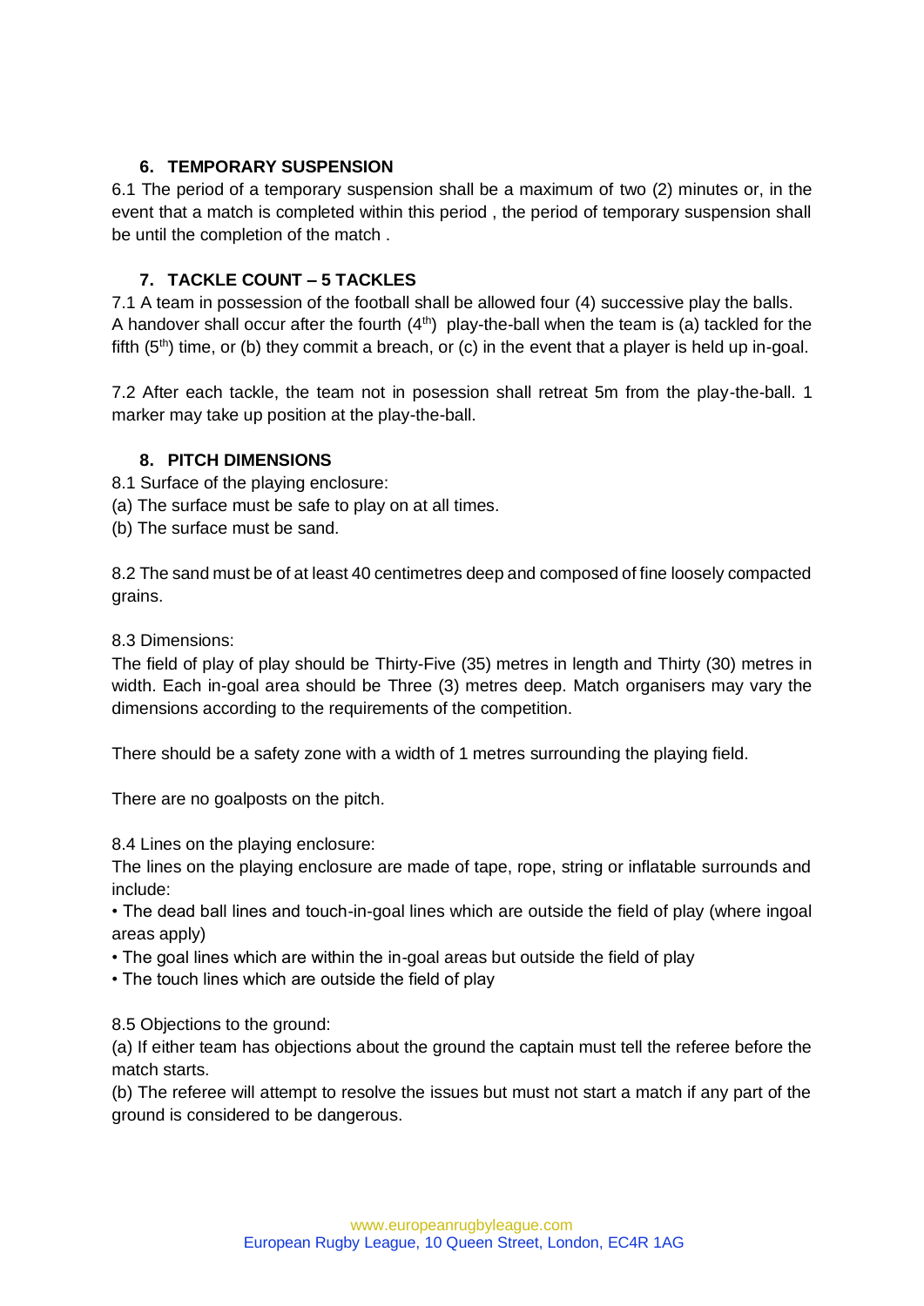## 6. TEMPORARY SUSPENSION

6.1 The period of a temporary suspension shall be a maximum of two (2) minutes or, in the event that a match is completed within this period , the period of temporary suspension shall be until the completion of the match .

## 7. TACKLE COUNT – 5 TACKLES

7.1 A team in possession of the football shall be allowed four (4) successive play the balls. A handover shall occur after the fourth (4th) play-the-ball when the team is (a) tackled for the fifth (5th) time, or (b) they commit a breach, or (c) in the event that a player is held up in-goal.

7.2 After each tackle, the team not in posession shall retreat 5m from the play-the-ball. 1 marker may take up position at the play-the-ball.

## 8. PITCH DIMENSIONS

8.1 Surface of the playing enclosure:

(a) The surface must be safe to play on at all times.

(b) The surface must be sand.

8.2 The sand must be of at least 40 centimetres deep and composed of fine loosely compacted grains.

8.3 Dimensions:

The field of play of play should be Thirty-Five (35) metres in length and Thirty (30) metres in width. Each in-goal area should be Three (3) metres deep. Match organisers may vary the dimensions according to the requirements of the competition.

There should be a safety zone with a width of 1 metres surrounding the playing field.

There are no goalposts on the pitch.

8.4 Lines on the playing enclosure:

The lines on the playing enclosure are made of tape, rope, string or inflatable surrounds and include:

• The dead ball lines and touch-in-goal lines which are outside the field of play (where ingoal areas apply)

• The goal lines which are within the in-goal areas but outside the field of play

• The touch lines which are outside the field of play

8.5 Objections to the ground:

(a) If either team has objections about the ground the captain must tell the referee before the match starts.

(b) The referee will attempt to resolve the issues but must not start a match if any part of the ground is considered to be dangerous.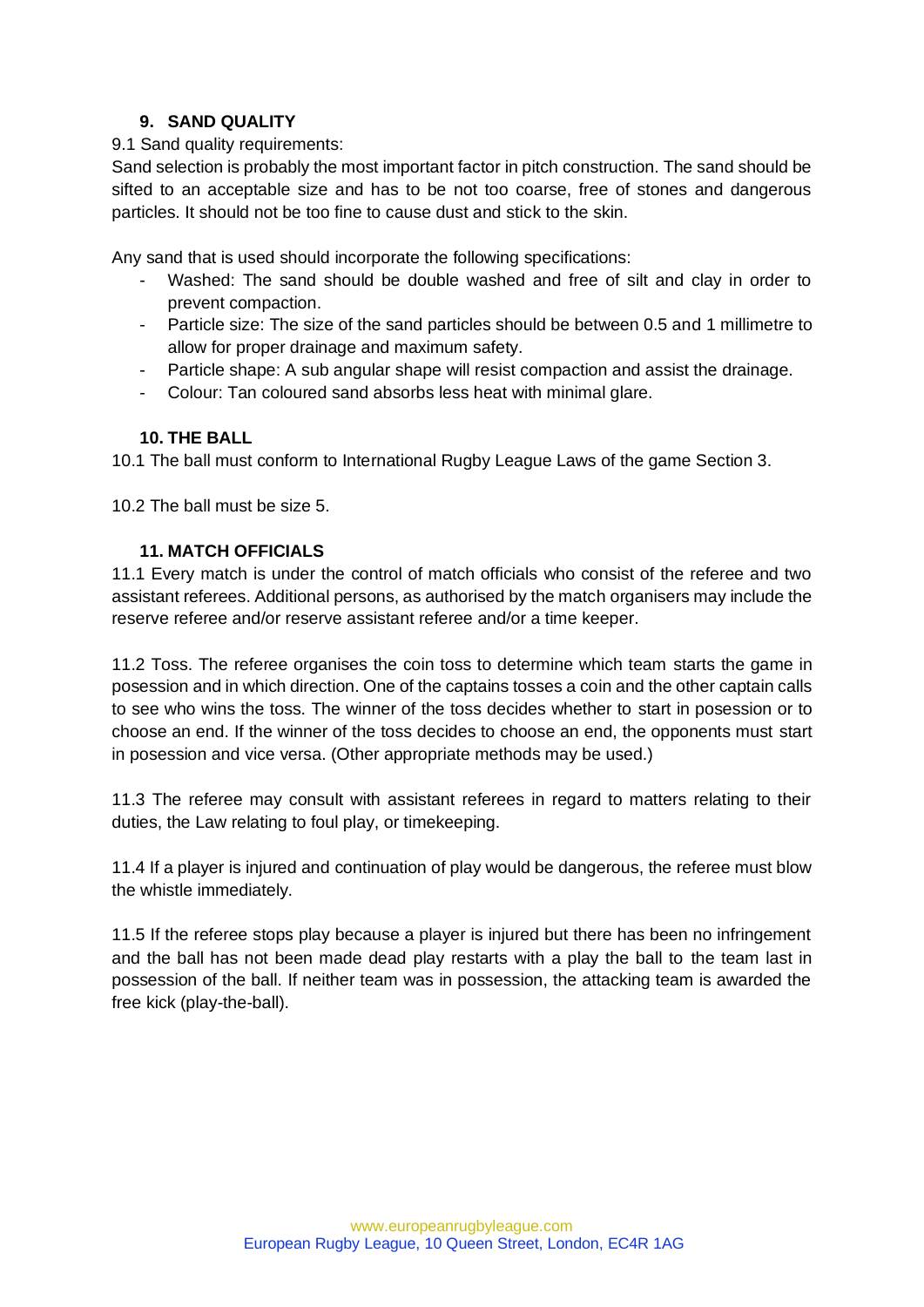## 9. SAND QUALITY

9.1 Sand quality requirements:
Sand selection is probably the most important factor in pitch construction. The sand should be sifted to an acceptable size and has to be not too coarse, free of stones and dangerous particles. It should not be too fine to cause dust and stick to the skin.

Any sand that is used should incorporate the following specifications:

- Washed: The sand should be double washed and free of silt and clay in order to prevent compaction.
- Particle size: The size of the sand particles should be between 0.5 and 1 millimetre to allow for proper drainage and maximum safety.
- Particle shape: A sub angular shape will resist compaction and assist the drainage.
- Colour: Tan coloured sand absorbs less heat with minimal glare.

## 10. THE BALL

10.1 The ball must conform to International Rugby League Laws of the game Section 3.

10.2 The ball must be size 5.

## 11. MATCH OFFICIALS

11.1 Every match is under the control of match officials who consist of the referee and two assistant referees. Additional persons, as authorised by the match organisers may include the reserve referee and/or reserve assistant referee and/or a time keeper.

11.2 Toss. The referee organises the coin toss to determine which team starts the game in posession and in which direction. One of the captains tosses a coin and the other captain calls to see who wins the toss. The winner of the toss decides whether to start in posession or to choose an end. If the winner of the toss decides to choose an end, the opponents must start in posession and vice versa. (Other appropriate methods may be used.)

11.3 The referee may consult with assistant referees in regard to matters relating to their duties, the Law relating to foul play, or timekeeping.

11.4 If a player is injured and continuation of play would be dangerous, the referee must blow the whistle immediately.

11.5 If the referee stops play because a player is injured but there has been no infringement and the ball has not been made dead play restarts with a play the ball to the team last in possession of the ball. If neither team was in possession, the attacking team is awarded the free kick (play-the-ball).